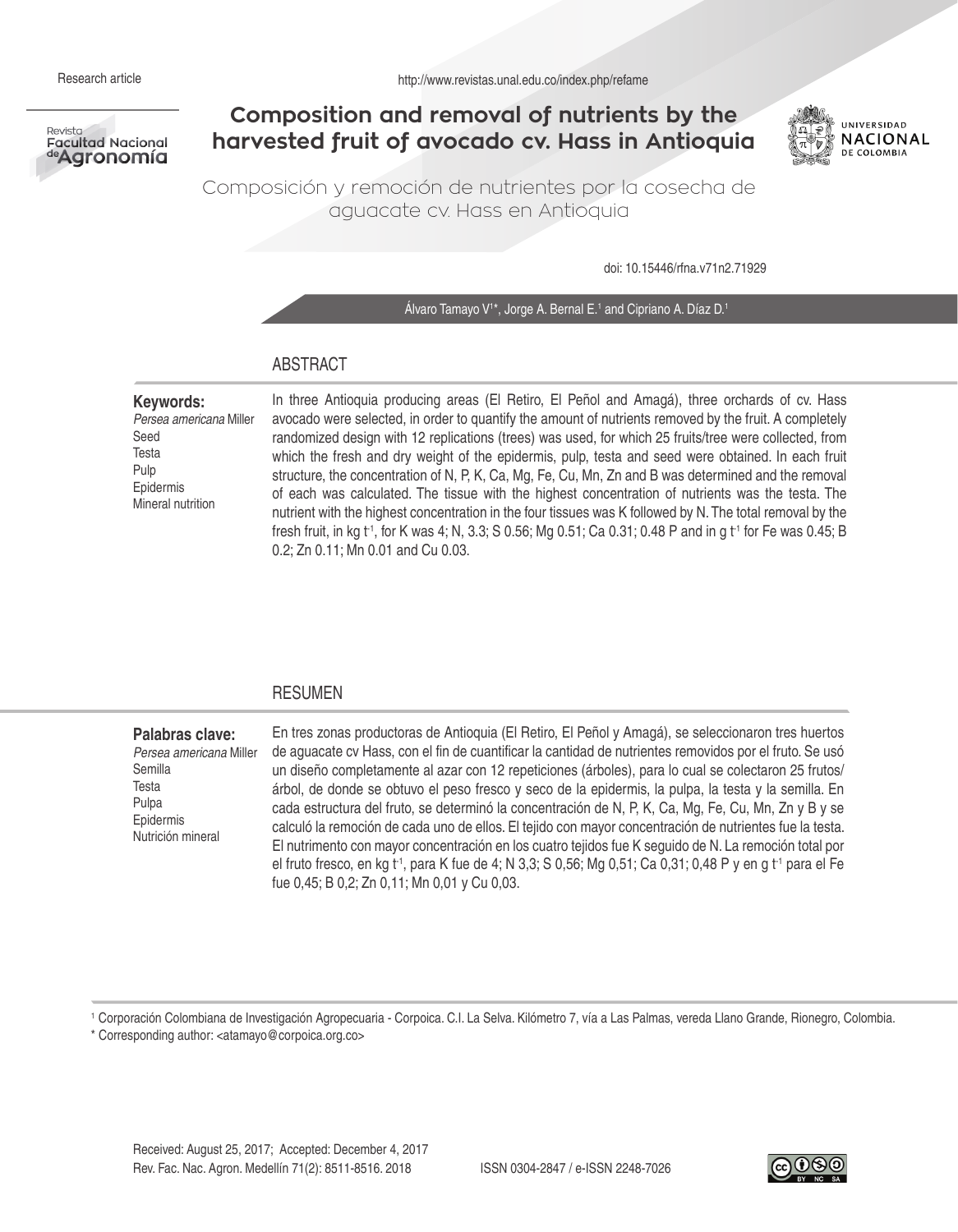Research article

# Composition and removal of nutrients by the harvested fruit of avocado cv. Hass in Antioquia

## Composición y remoción de nutrientes por la cosecha de aguacate cv. Hass en Antioquia

doi: 10.15446/rfna.v71n2.71929

Álvaro Tamayo V[1]*, Jorge A. Bernal E.[1] and Cipriano A. Díaz D.[1]

## ABSTRACT

**Keywords:**
*Persea americana* Miller
Seed
Testa
Pulp
Epidermis
Mineral nutrition

In three Antioquia producing areas (El Retiro, El Peñol and Amagá), three orchards of cv. Hass avocado were selected, in order to quantify the amount of nutrients removed by the fruit. A completely randomized design with 12 replications (trees) was used, for which 25 fruits/tree were collected, from which the fresh and dry weight of the epidermis, pulp, testa and seed were obtained. In each fruit structure, the concentration of N, P, K, Ca, Mg, Fe, Cu, Mn, Zn and B was determined and the removal of each was calculated. The tissue with the highest concentration of nutrients was the testa. The nutrient with the highest concentration in the four tissues was K followed by N. The total removal by the fresh fruit, in kg $t^{-1}$, for K was 4; N, 3.3; S 0.56; Mg 0.51; Ca 0.31; 0.48 P and in g $t^{-1}$ for Fe was 0.45; B 0.2; Zn 0.11; Mn 0.01 and Cu 0.03.

## RESUMEN

**Palabras clave:**
*Persea americana* Miller
Semilla
Testa
Pulpa
Epidermis
Nutrición mineral

En tres zonas productoras de Antioquia (El Retiro, El Peñol y Amagá), se seleccionaron tres huertos de aguacate cv Hass, con el fin de cuantificar la cantidad de nutrientes removidos por el fruto. Se usó un diseño completamente al azar con 12 repeticiones (árboles), para lo cual se colectaron 25 frutos/árbol, de donde se obtuvo el peso fresco y seco de la epidermis, la pulpa, la testa y la semilla. En cada estructura del fruto, se determinó la concentración de N, P, K, Ca, Mg, Fe, Cu, Mn, Zn y B y se calculó la remoción de cada uno de ellos. El tejido con mayor concentración de nutrientes fue la testa. El nutrimento con mayor concentración en los cuatro tejidos fue K seguido de N. La remoción total por el fruto fresco, en kg $t^{-1}$, para K fue de 4; N 3,3; S 0,56; Mg 0,51; Ca 0,31; 0,48 P y en g $t^{-1}$ para el Fe fue 0,45; B 0,2; Zn 0,11; Mn 0,01 y Cu 0,03.

[1] Corporación Colombiana de Investigación Agropecuaria - Corpoica. C.I. La Selva. Kilómetro 7, vía a Las Palmas, vereda Llano Grande, Rionegro, Colombia.
\* Corresponding author: <atamayo@corpoica.org.co>

Received: August 25, 2017; Accepted: December 4, 2017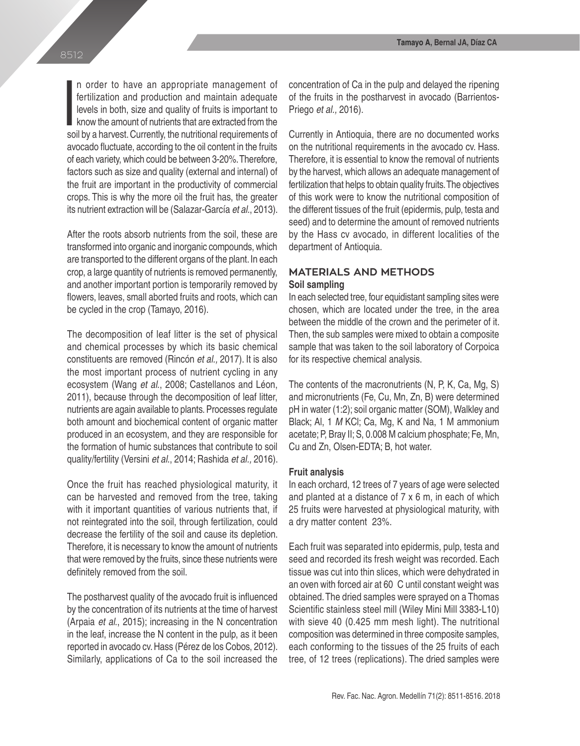In order to have an appropriate management of fertilization and production and maintain adequate levels in both, size and quality of fruits is important to know the amount of nutrients that are extracted from the soil by a harvest. Currently, the nutritional requirements of avocado fluctuate, according to the oil content in the fruits of each variety, which could be between 3-20%. Therefore, factors such as size and quality (external and internal) of the fruit are important in the productivity of commercial crops. This is why the more oil the fruit has, the greater its nutrient extraction will be (Salazar-García *et al*., 2013).

After the roots absorb nutrients from the soil, these are transformed into organic and inorganic compounds, which are transported to the different organs of the plant. In each crop, a large quantity of nutrients is removed permanently, and another important portion is temporarily removed by flowers, leaves, small aborted fruits and roots, which can be cycled in the crop (Tamayo, 2016).

The decomposition of leaf litter is the set of physical and chemical processes by which its basic chemical constituents are removed (Rincón *et al.,* 2017). It is also the most important process of nutrient cycling in any ecosystem (Wang *et al.,* 2008; Castellanos and Léon, 2011), because through the decomposition of leaf litter, nutrients are again available to plants. Processes regulate both amount and biochemical content of organic matter produced in an ecosystem, and they are responsible for the formation of humic substances that contribute to soil quality/fertility (Versini *et al*., 2014; Rashida *et al.,* 2016).

Once the fruit has reached physiological maturity, it can be harvested and removed from the tree, taking with it important quantities of various nutrients that, if not reintegrated into the soil, through fertilization, could decrease the fertility of the soil and cause its depletion. Therefore, it is necessary to know the amount of nutrients that were removed by the fruits, since these nutrients were definitely removed from the soil.

The postharvest quality of the avocado fruit is influenced by the concentration of its nutrients at the time of harvest (Arpaia *et al*., 2015); increasing in the N concentration in the leaf, increase the N content in the pulp, as it been reported in avocado cv. Hass (Pérez de los Cobos, 2012). Similarly, applications of Ca to the soil increased the concentration of Ca in the pulp and delayed the ripening of the fruits in the postharvest in avocado (Barrientos-Priego *et al.,* 2016).

Currently in Antioquia, there are no documented works on the nutritional requirements in the avocado cv. Hass. Therefore, it is essential to know the removal of nutrients by the harvest, which allows an adequate management of fertilization that helps to obtain quality fruits. The objectives of this work were to know the nutritional composition of the different tissues of the fruit (epidermis, pulp, testa and seed) and to determine the amount of removed nutrients by the Hass cv avocado, in different localities of the department of Antioquia.

## MATERIALS AND METHODS

### Soil sampling

In each selected tree, four equidistant sampling sites were chosen, which are located under the tree, in the area between the middle of the crown and the perimeter of it. Then, the sub samples were mixed to obtain a composite sample that was taken to the soil laboratory of Corpoica for its respective chemical analysis.

The contents of the macronutrients (N, P, K, Ca, Mg, S) and micronutrients (Fe, Cu, Mn, Zn, B) were determined pH in water (1:2); soil organic matter (SOM), Walkley and Black; Al, 1 *M* KCl; Ca, Mg, K and Na, 1 M ammonium acetate; P, Bray II; S, 0.008 M calcium phosphate; Fe, Mn, Cu and Zn, Olsen-EDTA; B, hot water.

### Fruit analysis

In each orchard, 12 trees of 7 years of age were selected and planted at a distance of 7 x 6 m, in each of which 25 fruits were harvested at physiological maturity, with a dry matter content 23%.

Each fruit was separated into epidermis, pulp, testa and seed and recorded its fresh weight was recorded. Each tissue was cut into thin slices, which were dehydrated in an oven with forced air at 60 C until constant weight was obtained. The dried samples were sprayed on a Thomas Scientific stainless steel mill (Wiley Mini Mill 3383-L10) with sieve 40 (0.425 mm mesh light). The nutritional composition was determined in three composite samples, each conforming to the tissues of the 25 fruits of each tree, of 12 trees (replications). The dried samples were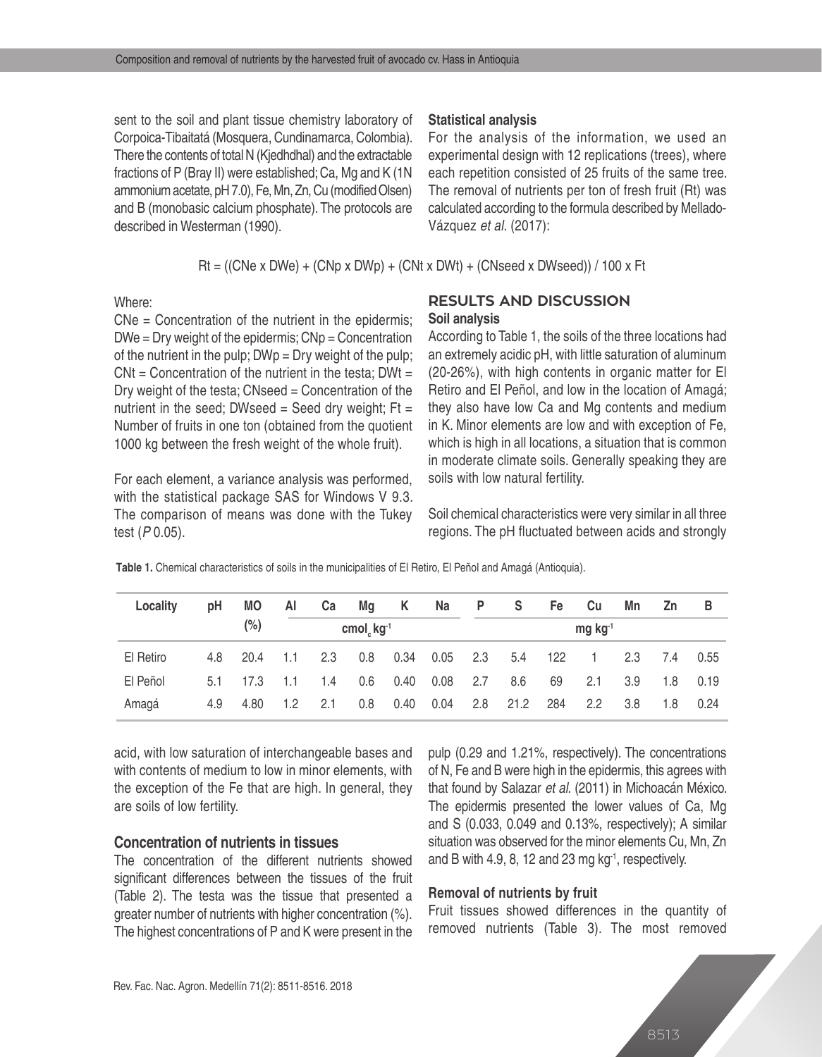sent to the soil and plant tissue chemistry laboratory of Corpoica-Tibaitatá (Mosquera, Cundinamarca, Colombia). There the contents of total N (Kjedhdhal) and the extractable fractions of P (Bray II) were established; Ca, Mg and K (1N ammonium acetate, pH 7.0), Fe, Mn, Zn, Cu (modified Olsen) and B (monobasic calcium phosphate). The protocols are described in Westerman (1990).

### Statistical analysis

For the analysis of the information, we used an experimental design with 12 replications (trees), where each repetition consisted of 25 fruits of the same tree. The removal of nutrients per ton of fresh fruit (Rt) was calculated according to the formula described by Mellado-Vázquez *et al.* (2017):

$$Rt = ((CNe \times DWe) + (CNp \times DWp) + (CNt \times DWt) + (CNseed \times DWseed)) / 100 \times Ft$$

Where:

CNe = Concentration of the nutrient in the epidermis; DWe = Dry weight of the epidermis; CNp = Concentration of the nutrient in the pulp; DWp = Dry weight of the pulp; CNt = Concentration of the nutrient in the testa; DWt = Dry weight of the testa; CNseed = Concentration of the nutrient in the seed; DWseed = Seed dry weight; Ft = Number of fruits in one ton (obtained from the quotient 1000 kg between the fresh weight of the whole fruit).

For each element, a variance analysis was performed, with the statistical package SAS for Windows V 9.3. The comparison of means was done with the Tukey test (*P* 0.05).

## RESULTS AND DISCUSSION

### Soil analysis

According to Table 1, the soils of the three locations had an extremely acidic pH, with little saturation of aluminum (20-26%), with high contents in organic matter for El Retiro and El Peñol, and low in the location of Amagá; they also have low Ca and Mg contents and medium in K. Minor elements are low and with exception of Fe, which is high in all locations, a situation that is common in moderate climate soils. Generally speaking they are soils with low natural fertility.

Soil chemical characteristics were very similar in all three regions. The pH fluctuated between acids and strongly acid, with low saturation of interchangeable bases and with contents of medium to low in minor elements, with the exception of the Fe that are high. In general, they are soils of low fertility.

**Table 1.** Chemical characteristics of soils in the municipalities of El Retiro, El Peñol and Amagá (Antioquia).

| Locality | pH | MO | Al | Ca | Mg | K | Na | P | S | Fe | Cu | Mn | Zn | B |
|---|---|---|---|---|---|---|---|---|---|---|---|---|---|---|
| | | (%) | $cmol_c\ kg^{-1}$ | | | | | $mg\ kg^{-1}$ | | | | | | |
| El Retiro | 4.8 | 20.4 | 1.1 | 2.3 | 0.8 | 0.34 | 0.05 | 2.3 | 5.4 | 122 | 1 | 2.3 | 7.4 | 0.55 |
| El Peñol | 5.1 | 17.3 | 1.1 | 1.4 | 0.6 | 0.40 | 0.08 | 2.7 | 8.6 | 69 | 2.1 | 3.9 | 1.8 | 0.19 |
| Amagá | 4.9 | 4.80 | 1.2 | 2.1 | 0.8 | 0.40 | 0.04 | 2.8 | 21.2 | 284 | 2.2 | 3.8 | 1.8 | 0.24 |

### Concentration of nutrients in tissues

The concentration of the different nutrients showed significant differences between the tissues of the fruit (Table 2). The testa was the tissue that presented a greater number of nutrients with higher concentration (%). The highest concentrations of P and K were present in the pulp (0.29 and 1.21%, respectively). The concentrations of N, Fe and B were high in the epidermis, this agrees with that found by Salazar *et al.* (2011) in Michoacán México. The epidermis presented the lower values of Ca, Mg and S (0.033, 0.049 and 0.13%, respectively); A similar situation was observed for the minor elements Cu, Mn, Zn and B with 4.9, 8, 12 and 23 $mg\ kg^{-1}$, respectively.

### Removal of nutrients by fruit

Fruit tissues showed differences in the quantity of removed nutrients (Table 3). The most removed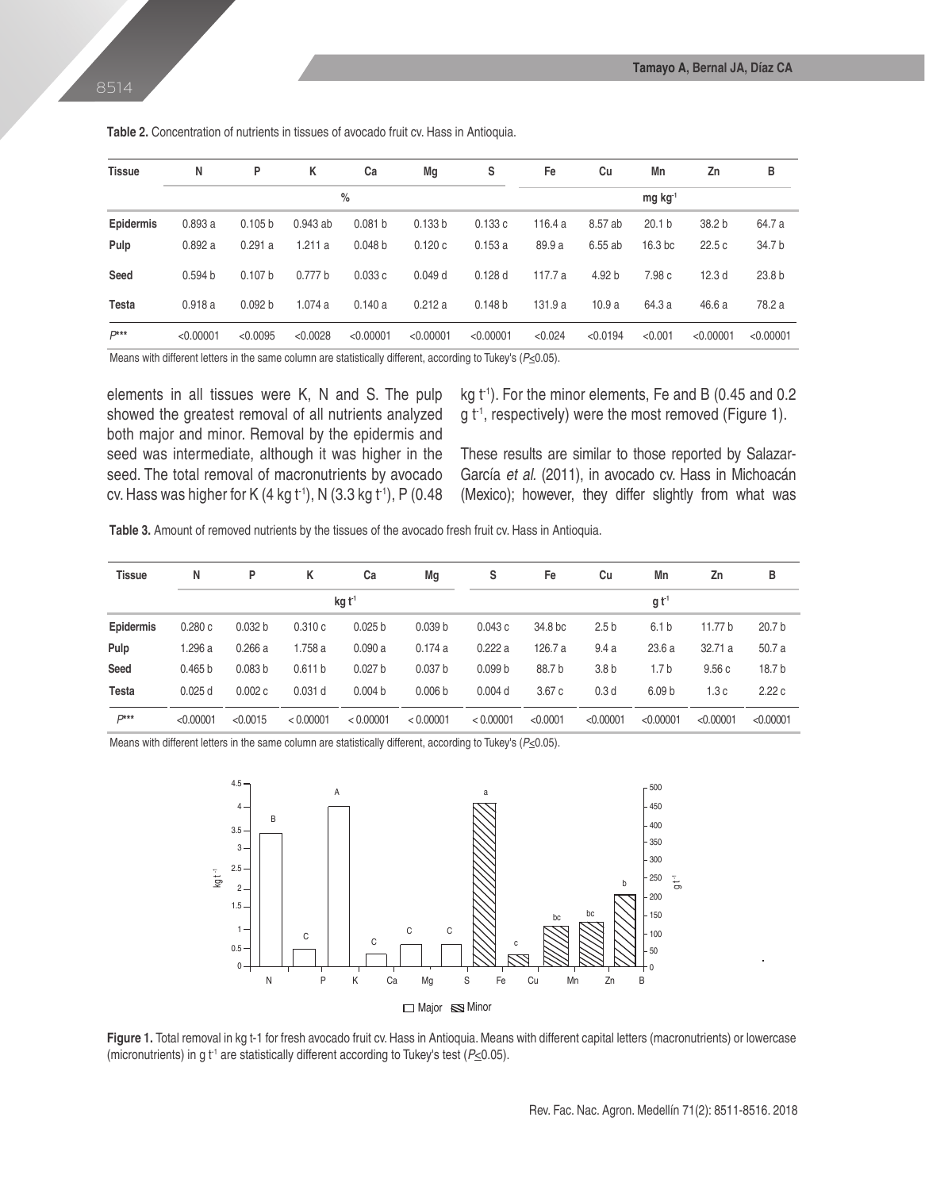**Table 2.** Concentration of nutrients in tissues of avocado fruit cv. Hass in Antioquia.

| Tissue | N | P | K | Ca | Mg | S | Fe | Cu | Mn | Zn | B |
|---|---|---|---|---|---|---|---|---|---|---|---|
| | % | | | | | | mg $kg^{-1}$ | | | | |
| **Epidermis** | 0.893 a | 0.105 b | 0.943 ab | 0.081 b | 0.133 b | 0.133 c | 116.4 a | 8.57 ab | 20.1 b | 38.2 b | 64.7 a |
| **Pulp** | 0.892 a | 0.291 a | 1.211 a | 0.048 b | 0.120 c | 0.153 a | 89.9 a | 6.55 ab | 16.3 bc | 22.5 c | 34.7 b |
| **Seed** | 0.594 b | 0.107 b | 0.777 b | 0.033 c | 0.049 d | 0.128 d | 117.7 a | 4.92 b | 7.98 c | 12.3 d | 23.8 b |
| **Testa** | 0.918 a | 0.092 b | 1.074 a | 0.140 a | 0.212 a | 0.148 b | 131.9 a | 10.9 a | 64.3 a | 46.6 a | 78.2 a |
| *P**** | <0.00001 | <0.0095 | <0.0028 | <0.00001 | <0.00001 | <0.00001 | <0.024 | <0.0194 | <0.001 | <0.00001 | <0.00001 |

Means with different letters in the same column are statistically different, according to Tukey's ($P \leq 0.05$).

elements in all tissues were K, N and S. The pulp showed the greatest removal of all nutrients analyzed both major and minor. Removal by the epidermis and seed was intermediate, although it was higher in the seed. The total removal of macronutrients by avocado cv. Hass was higher for K (4 kg $t^{-1}$), N (3.3 kg $t^{-1}$), P (0.48 kg $t^{-1}$). For the minor elements, Fe and B (0.45 and 0.2 g $t^{-1}$, respectively) were the most removed (Figure 1).

These results are similar to those reported by Salazar-García *et al.* (2011), in avocado cv. Hass in Michoacán (Mexico); however, they differ slightly from what was

**Table 3.** Amount of removed nutrients by the tissues of the avocado fresh fruit cv. Hass in Antioquia.

| Tissue | N | P | K | Ca | Mg | S | Fe | Cu | Mn | Zn | B |
|---|---|---|---|---|---|---|---|---|---|---|---|
| | kg $t^{-1}$ | | | | | g $t^{-1}$ | | | | | |
| **Epidermis** | 0.280 c | 0.032 b | 0.310 c | 0.025 b | 0.039 b | 0.043 c | 34.8 bc | 2.5 b | 6.1 b | 11.77 b | 20.7 b |
| **Pulp** | 1.296 a | 0.266 a | 1.758 a | 0.090 a | 0.174 a | 0.222 a | 126.7 a | 9.4 a | 23.6 a | 32.71 a | 50.7 a |
| **Seed** | 0.465 b | 0.083 b | 0.611 b | 0.027 b | 0.037 b | 0.099 b | 88.7 b | 3.8 b | 1.7 b | 9.56 c | 18.7 b |
| **Testa** | 0.025 d | 0.002 c | 0.031 d | 0.004 b | 0.006 b | 0.004 d | 3.67 c | 0.3 d | 6.09 b | 1.3 c | 2.22 c |
| *P**** | <0.00001 | <0.0015 | < 0.00001 | < 0.00001 | < 0.00001 | < 0.00001 | <0.0001 | <0.00001 | <0.00001 | <0.00001 | <0.00001 |

Means with different letters in the same column are statistically different, according to Tukey's ($P \leq 0.05$).

**Figure 1.** Total removal in kg t-1 for fresh avocado fruit cv. Hass in Antioquia. Means with different capital letters (macronutrients) or lowercase (micronutrients) in g $t^{-1}$ are statistically different according to Tukey's test ($P \leq 0.05$).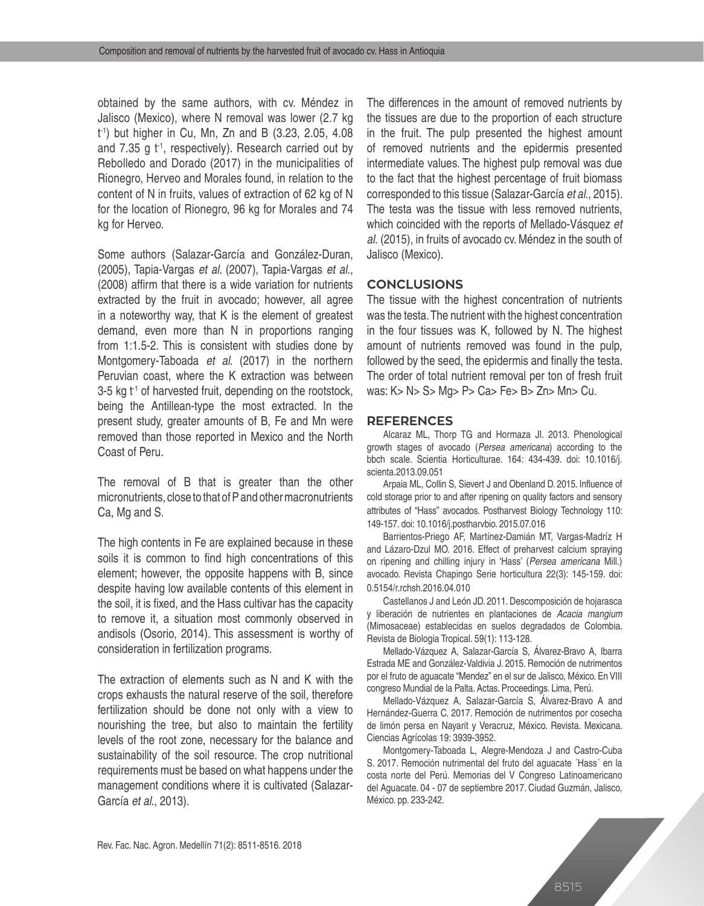obtained by the same authors, with cv. Méndez in Jalisco (Mexico), where N removal was lower (2.7 kg $t^{-1}$) but higher in Cu, Mn, Zn and B (3.23, 2.05, 4.08 and 7.35 g $t^{-1}$, respectively). Research carried out by Rebolledo and Dorado (2017) in the municipalities of Rionegro, Herveo and Morales found, in relation to the content of N in fruits, values of extraction of 62 kg of N for the location of Rionegro, 96 kg for Morales and 74 kg for Herveo.

Some authors (Salazar-García and González-Duran, (2005), Tapia-Vargas *et al.* (2007), Tapia-Vargas *et al.*, (2008) affirm that there is a wide variation for nutrients extracted by the fruit in avocado; however, all agree in a noteworthy way, that K is the element of greatest demand, even more than N in proportions ranging from 1:1.5-2. This is consistent with studies done by Montgomery-Taboada *et al.* (2017) in the northern Peruvian coast, where the K extraction was between 3-5 kg $t^{-1}$ of harvested fruit, depending on the rootstock, being the Antillean-type the most extracted. In the present study, greater amounts of B, Fe and Mn were removed than those reported in Mexico and the North Coast of Peru.

The removal of B that is greater than the other micronutrients, close to that of P and other macronutrients Ca, Mg and S.

The high contents in Fe are explained because in these soils it is common to find high concentrations of this element; however, the opposite happens with B, since despite having low available contents of this element in the soil, it is fixed, and the Hass cultivar has the capacity to remove it, a situation most commonly observed in andisols (Osorio, 2014). This assessment is worthy of consideration in fertilization programs.

The extraction of elements such as N and K with the crops exhausts the natural reserve of the soil, therefore fertilization should be done not only with a view to nourishing the tree, but also to maintain the fertility levels of the root zone, necessary for the balance and sustainability of the soil resource. The crop nutritional requirements must be based on what happens under the management conditions where it is cultivated (Salazar-García *et al.*, 2013).

The differences in the amount of removed nutrients by the tissues are due to the proportion of each structure in the fruit. The pulp presented the highest amount of removed nutrients and the epidermis presented intermediate values. The highest pulp removal was due to the fact that the highest percentage of fruit biomass corresponded to this tissue (Salazar-García *et al.*, 2015). The testa was the tissue with less removed nutrients, which coincided with the reports of Mellado-Vásquez *et al.* (2015), in fruits of avocado cv. Méndez in the south of Jalisco (Mexico).

## CONCLUSIONS

The tissue with the highest concentration of nutrients was the testa. The nutrient with the highest concentration in the four tissues was K, followed by N. The highest amount of nutrients removed was found in the pulp, followed by the seed, the epidermis and finally the testa. The order of total nutrient removal per ton of fresh fruit was: K> N> S> Mg> P> Ca> Fe> B> Zn> Mn> Cu.

## REFERENCES

Alcaraz ML, Thorp TG and Hormaza JI. 2013. Phenological growth stages of avocado (*Persea americana*) according to the bbch scale. Scientia Horticulturae. 164: 434-439. doi: 10.1016/j.scienta.2013.09.051

Arpaia ML, Collin S, Sievert J and Obenland D. 2015. Influence of cold storage prior to and after ripening on quality factors and sensory attributes of "Hass" avocados. Postharvest Biology Technology 110: 149-157. doi: 10.1016/j.postharvbio. 2015.07.016

Barrientos-Priego AF, Martínez-Damián MT, Vargas-Madríz H and Lázaro-Dzul MO. 2016. Effect of preharvest calcium spraying on ripening and chilling injury in 'Hass' (*Persea americana* Mill.) avocado. Revista Chapingo Serie horticultura 22(3): 145-159. doi: 0.5154/r.rchsh.2016.04.010

Castellanos J and León JD. 2011. Descomposición de hojarasca y liberación de nutrientes en plantaciones de *Acacia mangium* (Mimosaceae) establecidas en suelos degradados de Colombia. Revista de Biologia Tropical. 59(1): 113-128.

Mellado-Vázquez A, Salazar-García S, Álvarez-Bravo A, Ibarra Estrada ME and González-Valdivia J. 2015. Remoción de nutrimentos por el fruto de aguacate "Mendez" en el sur de Jalisco, México. En VIII congreso Mundial de la Palta. Actas. Proceedings. Lima, Perú.

Mellado-Vázquez A, Salazar-García S, Álvarez-Bravo A and Hernández-Guerra C. 2017. Remoción de nutrimentos por cosecha de limón persa en Nayarit y Veracruz, México. Revista. Mexicana. Ciencias Agrícolas 19: 3939-3952.

Montgomery-Taboada L, Alegre-Mendoza J and Castro-Cuba S. 2017. Remoción nutrimental del fruto del aguacate ´Hass´ en la costa norte del Perú. Memorias del V Congreso Latinoamericano del Aguacate. 04 - 07 de septiembre 2017. Ciudad Guzmán, Jalisco, México. pp. 233-242.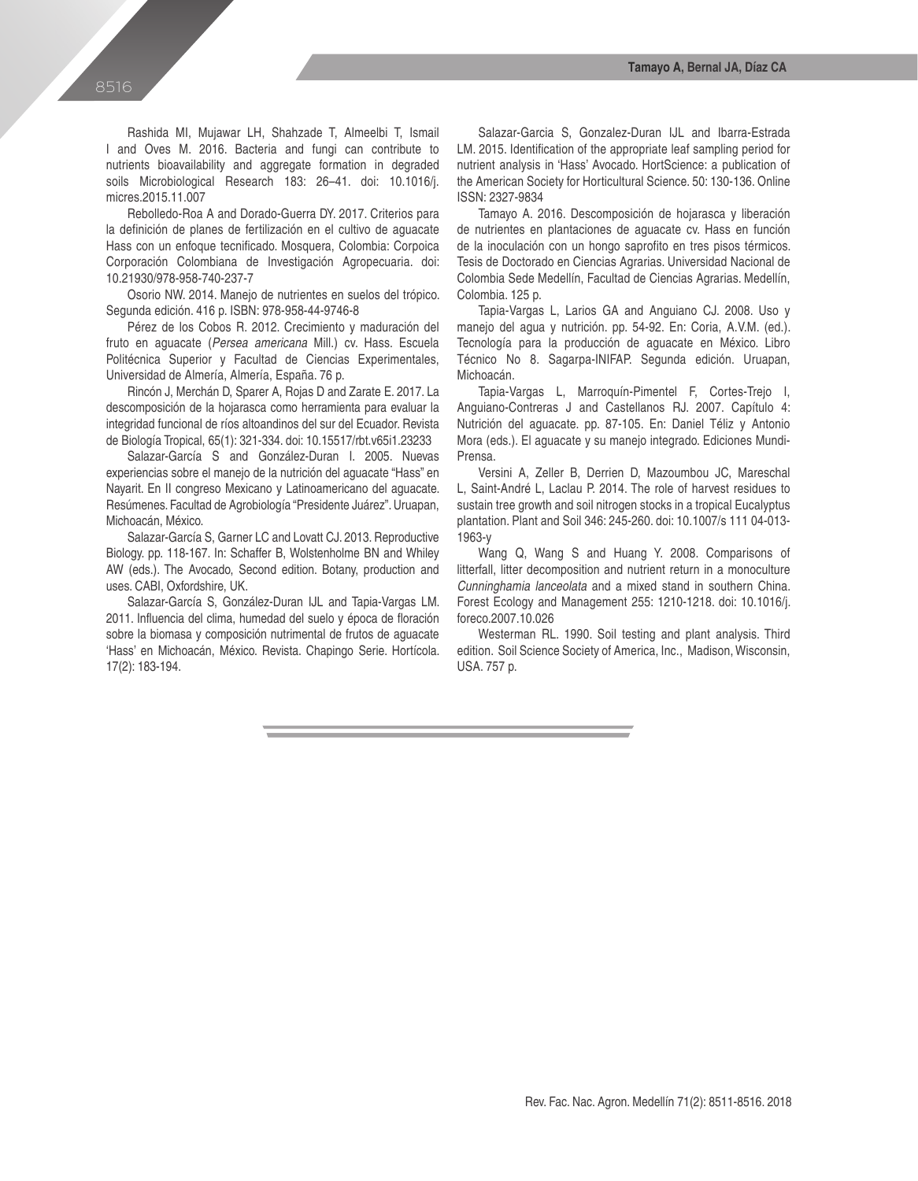Rashida MI, Mujawar LH, Shahzade T, Almeelbi T, Ismail I and Oves M. 2016. Bacteria and fungi can contribute to nutrients bioavailability and aggregate formation in degraded soils Microbiological Research 183: 26–41. doi: 10.1016/j.micres.2015.11.007

Rebolledo-Roa A and Dorado-Guerra DY. 2017. Criterios para la definición de planes de fertilización en el cultivo de aguacate Hass con un enfoque tecnificado. Mosquera, Colombia: Corpoica Corporación Colombiana de Investigación Agropecuaria. doi: 10.21930/978-958-740-237-7

Osorio NW. 2014. Manejo de nutrientes en suelos del trópico. Segunda edición. 416 p. ISBN: 978-958-44-9746-8

Pérez de los Cobos R. 2012. Crecimiento y maduración del fruto en aguacate (*Persea americana* Mill.) cv. Hass. Escuela Politécnica Superior y Facultad de Ciencias Experimentales, Universidad de Almería, Almería, España. 76 p.

Rincón J, Merchán D, Sparer A, Rojas D and Zarate E. 2017. La descomposición de la hojarasca como herramienta para evaluar la integridad funcional de ríos altoandinos del sur del Ecuador. Revista de Biología Tropical, 65(1): 321-334. doi: 10.15517/rbt.v65i1.23233

Salazar-García S and González-Duran I. 2005. Nuevas experiencias sobre el manejo de la nutrición del aguacate "Hass" en Nayarit. En II congreso Mexicano y Latinoamericano del aguacate. Resúmenes. Facultad de Agrobiología "Presidente Juárez". Uruapan, Michoacán, México.

Salazar-García S, Garner LC and Lovatt CJ. 2013. Reproductive Biology. pp. 118-167. In: Schaffer B, Wolstenholme BN and Whiley AW (eds.). The Avocado, Second edition. Botany, production and uses. CABI, Oxfordshire, UK.

Salazar-García S, González-Duran IJL and Tapia-Vargas LM. 2011. Influencia del clima, humedad del suelo y época de floración sobre la biomasa y composición nutrimental de frutos de aguacate 'Hass' en Michoacán, México. Revista. Chapingo Serie. Hortícola. 17(2): 183-194.

Salazar-Garcia S, Gonzalez-Duran IJL and Ibarra-Estrada LM. 2015. Identification of the appropriate leaf sampling period for nutrient analysis in 'Hass' Avocado. HortScience: a publication of the American Society for Horticultural Science. 50: 130-136. Online ISSN: 2327-9834

Tamayo A. 2016. Descomposición de hojarasca y liberación de nutrientes en plantaciones de aguacate cv. Hass en función de la inoculación con un hongo saprofito en tres pisos térmicos. Tesis de Doctorado en Ciencias Agrarias. Universidad Nacional de Colombia Sede Medellín, Facultad de Ciencias Agrarias. Medellín, Colombia. 125 p.

Tapia-Vargas L, Larios GA and Anguiano CJ. 2008. Uso y manejo del agua y nutrición. pp. 54-92. En: Coria, A.V.M. (ed.). Tecnología para la producción de aguacate en México. Libro Técnico No 8. Sagarpa-INIFAP. Segunda edición. Uruapan, Michoacán.

Tapia-Vargas L, Marroquín-Pimentel F, Cortes-Trejo I, Anguiano-Contreras J and Castellanos RJ. 2007. Capítulo 4: Nutrición del aguacate. pp. 87-105. En: Daniel Téliz y Antonio Mora (eds.). El aguacate y su manejo integrado. Ediciones Mundi-Prensa.

Versini A, Zeller B, Derrien D, Mazoumbou JC, Mareschal L, Saint-André L, Laclau P. 2014. The role of harvest residues to sustain tree growth and soil nitrogen stocks in a tropical Eucalyptus plantation. Plant and Soil 346: 245-260. doi: 10.1007/s 111 04-013-1963-y

Wang Q, Wang S and Huang Y. 2008. Comparisons of litterfall, litter decomposition and nutrient return in a monoculture *Cunninghamia lanceolata* and a mixed stand in southern China. Forest Ecology and Management 255: 1210-1218. doi: 10.1016/j.foreco.2007.10.026

Westerman RL. 1990. Soil testing and plant analysis. Third edition. Soil Science Society of America, Inc., Madison, Wisconsin, USA. 757 p.